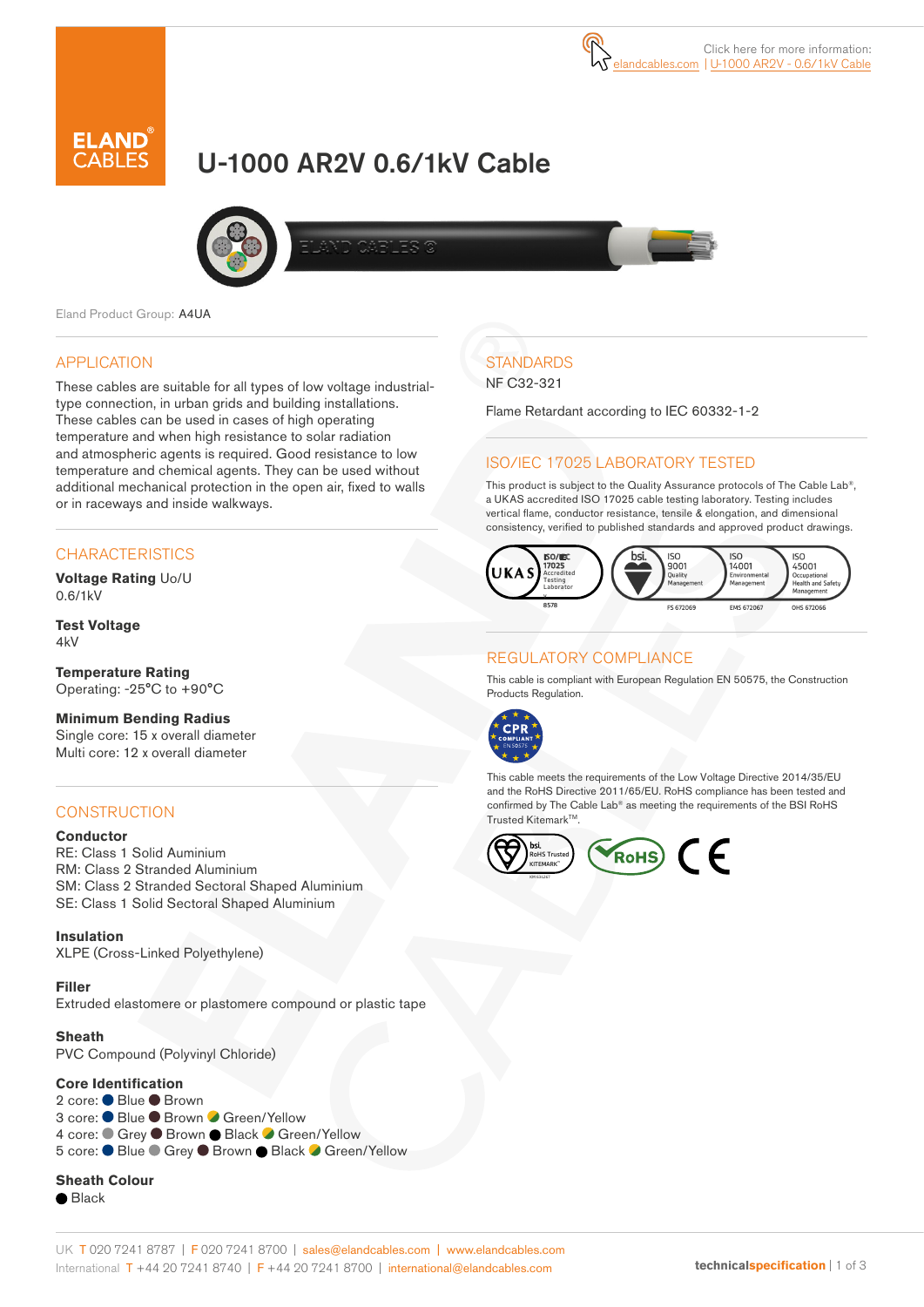Click here for more information: elandcables.com | U-1000 AR2V - 0.6/1kV Cable

# U-1000 AR2V 0.6/1kV Cable

Eland Product Group: A4UA

## APPLICATION

These cables are suitable for all types of low voltage industrial-type connection, in urban grids and building installations. These cables can be used in cases of high operating temperature and when high resistance to solar radiation and atmospheric agents is required. Good resistance to low temperature and chemical agents. They can be used without additional mechanical protection in the open air, fixed to walls or in raceways and inside walkways.

## CHARACTERISTICS

**Voltage Rating** Uo/U
0.6/1kV

**Test Voltage**
4kV

**Temperature Rating**
Operating: -25°C to +90°C

**Minimum Bending Radius**
Single core: 15 x overall diameter
Multi core: 12 x overall diameter

## CONSTRUCTION

**Conductor**
RE: Class 1 Solid Auminium
RM: Class 2 Stranded Aluminium
SM: Class 2 Stranded Sectoral Shaped Aluminium
SE: Class 1 Solid Sectoral Shaped Aluminium

**Insulation**
XLPE (Cross-Linked Polyethylene)

**Filler**
Extruded elastomere or plastomere compound or plastic tape

**Sheath**
PVC Compound (Polyvinyl Chloride)

**Core Identification**
2 core: Blue Brown
3 core: Blue Brown Green/Yellow
4 core: Grey Brown Black Green/Yellow
5 core: Blue Grey Brown Black Green/Yellow

**Sheath Colour**
Black

## STANDARDS

NF C32-321

Flame Retardant according to IEC 60332-1-2

## ISO/IEC 17025 LABORATORY TESTED

This product is subject to the Quality Assurance protocols of The Cable Lab®, a UKAS accredited ISO 17025 cable testing laboratory. Testing includes vertical flame, conductor resistance, tensile & elongation, and dimensional consistency, verified to published standards and approved product drawings.

UKAS ISO/IEC 17025 Accredited Testing Laborator 8578 | bsi. ISO 9001 Quality Management FS 672069 | ISO 14001 Environmental Management EMS 672067 | ISO 45001 Occupational Health and Safety Management OHS 672066

## REGULATORY COMPLIANCE

This cable is compliant with European Regulation EN 50575, the Construction Products Regulation.

CPR COMPLIANT EN 50575

This cable meets the requirements of the Low Voltage Directive 2014/35/EU and the RoHS Directive 2011/65/EU. RoHS compliance has been tested and confirmed by The Cable Lab® as meeting the requirements of the BSI RoHS Trusted Kitemark™.

bsi. RoHS Trusted KITEMARK™ | RoHS | CE

UK T 020 7241 8787 | F 020 7241 8700 | sales@elandcables.com | www.elandcables.com
International T +44 20 7241 8740 | F +44 20 7241 8700 | international@elandcables.com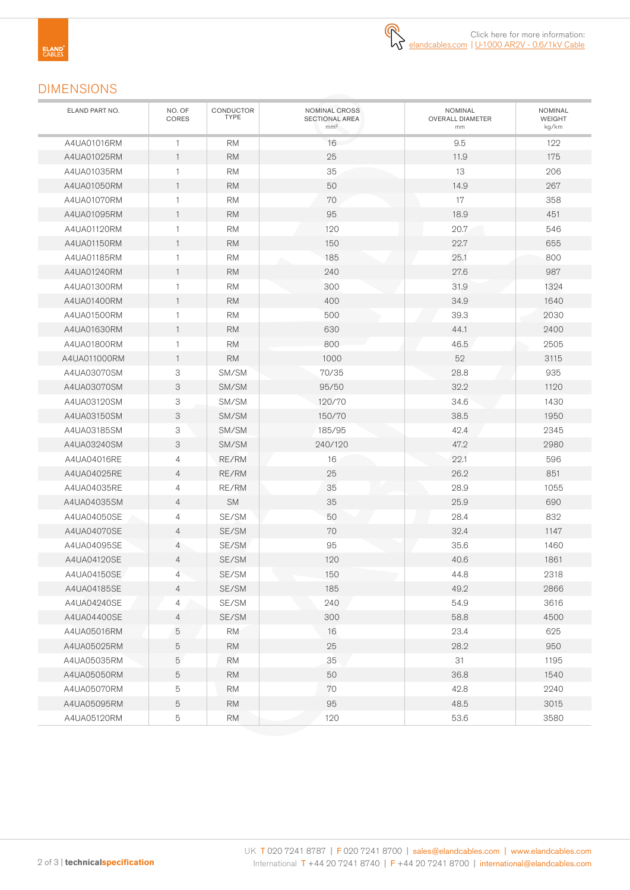Click here for more information: elandcables.com | U-1000 AR2V - 0.6/1kV Cable

## DIMENSIONS

| ELAND PART NO. | NO. OF CORES | CONDUCTOR TYPE | NOMINAL CROSS SECTIONAL AREA mm² | NOMINAL OVERALL DIAMETER mm | NOMINAL WEIGHT kg/km |
|---|---|---|---|---|---|
| A4UA01016RM | 1 | RM | 16 | 9.5 | 122 |
| A4UA01025RM | 1 | RM | 25 | 11.9 | 175 |
| A4UA01035RM | 1 | RM | 35 | 13 | 206 |
| A4UA01050RM | 1 | RM | 50 | 14.9 | 267 |
| A4UA01070RM | 1 | RM | 70 | 17 | 358 |
| A4UA01095RM | 1 | RM | 95 | 18.9 | 451 |
| A4UA01120RM | 1 | RM | 120 | 20.7 | 546 |
| A4UA01150RM | 1 | RM | 150 | 22.7 | 655 |
| A4UA01185RM | 1 | RM | 185 | 25.1 | 800 |
| A4UA01240RM | 1 | RM | 240 | 27.6 | 987 |
| A4UA01300RM | 1 | RM | 300 | 31.9 | 1324 |
| A4UA01400RM | 1 | RM | 400 | 34.9 | 1640 |
| A4UA01500RM | 1 | RM | 500 | 39.3 | 2030 |
| A4UA01630RM | 1 | RM | 630 | 44.1 | 2400 |
| A4UA01800RM | 1 | RM | 800 | 46.5 | 2505 |
| A4UA011000RM | 1 | RM | 1000 | 52 | 3115 |
| A4UA03070SM | 3 | SM/SM | 70/35 | 28.8 | 935 |
| A4UA03070SM | 3 | SM/SM | 95/50 | 32.2 | 1120 |
| A4UA03120SM | 3 | SM/SM | 120/70 | 34.6 | 1430 |
| A4UA03150SM | 3 | SM/SM | 150/70 | 38.5 | 1950 |
| A4UA03185SM | 3 | SM/SM | 185/95 | 42.4 | 2345 |
| A4UA03240SM | 3 | SM/SM | 240/120 | 47.2 | 2980 |
| A4UA04016RE | 4 | RE/RM | 16 | 22.1 | 596 |
| A4UA04025RE | 4 | RE/RM | 25 | 26.2 | 851 |
| A4UA04035RE | 4 | RE/RM | 35 | 28.9 | 1055 |
| A4UA04035SM | 4 | SM | 35 | 25.9 | 690 |
| A4UA04050SE | 4 | SE/SM | 50 | 28.4 | 832 |
| A4UA04070SE | 4 | SE/SM | 70 | 32.4 | 1147 |
| A4UA04095SE | 4 | SE/SM | 95 | 35.6 | 1460 |
| A4UA04120SE | 4 | SE/SM | 120 | 40.6 | 1861 |
| A4UA04150SE | 4 | SE/SM | 150 | 44.8 | 2318 |
| A4UA04185SE | 4 | SE/SM | 185 | 49.2 | 2866 |
| A4UA04240SE | 4 | SE/SM | 240 | 54.9 | 3616 |
| A4UA04400SE | 4 | SE/SM | 300 | 58.8 | 4500 |
| A4UA05016RM | 5 | RM | 16 | 23.4 | 625 |
| A4UA05025RM | 5 | RM | 25 | 28.2 | 950 |
| A4UA05035RM | 5 | RM | 35 | 31 | 1195 |
| A4UA05050RM | 5 | RM | 50 | 36.8 | 1540 |
| A4UA05070RM | 5 | RM | 70 | 42.8 | 2240 |
| A4UA05095RM | 5 | RM | 95 | 48.5 | 3015 |
| A4UA05120RM | 5 | RM | 120 | 53.6 | 3580 |

UK T 020 7241 8787 | F 020 7241 8700 | sales@elandcables.com | www.elandcables.com
International T +44 20 7241 8740 | F +44 20 7241 8700 | international@elandcables.com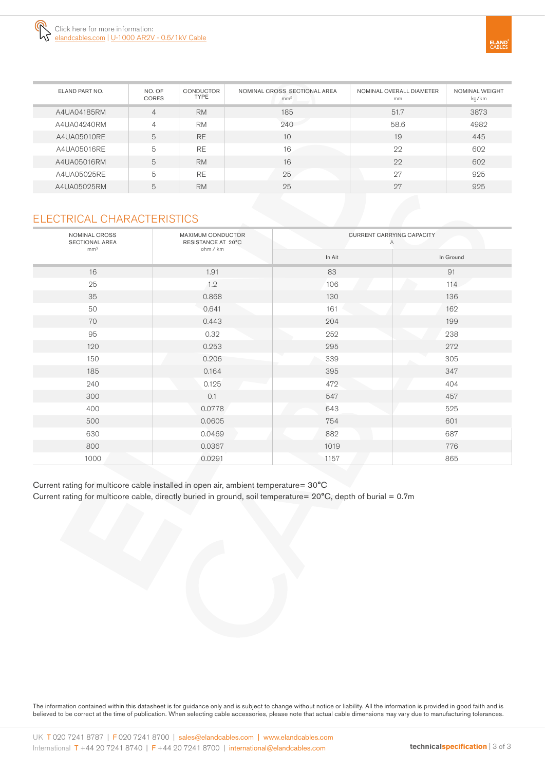Click here for more information:
elandcables.com | U-1000 AR2V - 0.6/1kV Cable

| ELAND PART NO. | NO. OF CORES | CONDUCTOR TYPE | NOMINAL CROSS SECTIONAL AREA mm² | NOMINAL OVERALL DIAMETER mm | NOMINAL WEIGHT kg/km |
|---|---|---|---|---|---|
| A4UA04185RM | 4 | RM | 185 | 51.7 | 3873 |
| A4UA04240RM | 4 | RM | 240 | 58.6 | 4982 |
| A4UA05010RE | 5 | RE | 10 | 19 | 445 |
| A4UA05016RE | 5 | RE | 16 | 22 | 602 |
| A4UA05016RM | 5 | RM | 16 | 22 | 602 |
| A4UA05025RE | 5 | RE | 25 | 27 | 925 |
| A4UA05025RM | 5 | RM | 25 | 27 | 925 |

## ELECTRICAL CHARACTERISTICS

| NOMINAL CROSS SECTIONAL AREA mm² | MAXIMUM CONDUCTOR RESISTANCE AT 20°C ohm / km | CURRENT CARRYING CAPACITY A | |
|---|---|---|---|
| | | In Ait | In Ground |
| 16 | 1.91 | 83 | 91 |
| 25 | 1.2 | 106 | 114 |
| 35 | 0.868 | 130 | 136 |
| 50 | 0.641 | 161 | 162 |
| 70 | 0.443 | 204 | 199 |
| 95 | 0.32 | 252 | 238 |
| 120 | 0.253 | 295 | 272 |
| 150 | 0.206 | 339 | 305 |
| 185 | 0.164 | 395 | 347 |
| 240 | 0.125 | 472 | 404 |
| 300 | 0.1 | 547 | 457 |
| 400 | 0.0778 | 643 | 525 |
| 500 | 0.0605 | 754 | 601 |
| 630 | 0.0469 | 882 | 687 |
| 800 | 0.0367 | 1019 | 776 |
| 1000 | 0.0291 | 1157 | 865 |

Current rating for multicore cable installed in open air, ambient temperature= 30°C
Current rating for multicore cable, directly buried in ground, soil temperature= 20°C, depth of burial = 0.7m

The information contained within this datasheet is for guidance only and is subject to change without notice or liability. All the information is provided in good faith and is believed to be correct at the time of publication. When selecting cable accessories, please note that actual cable dimensions may vary due to manufacturing tolerances.

UK T 020 7241 8787 | F 020 7241 8700 | sales@elandcables.com | www.elandcables.com
International T +44 20 7241 8740 | F +44 20 7241 8700 | international@elandcables.com